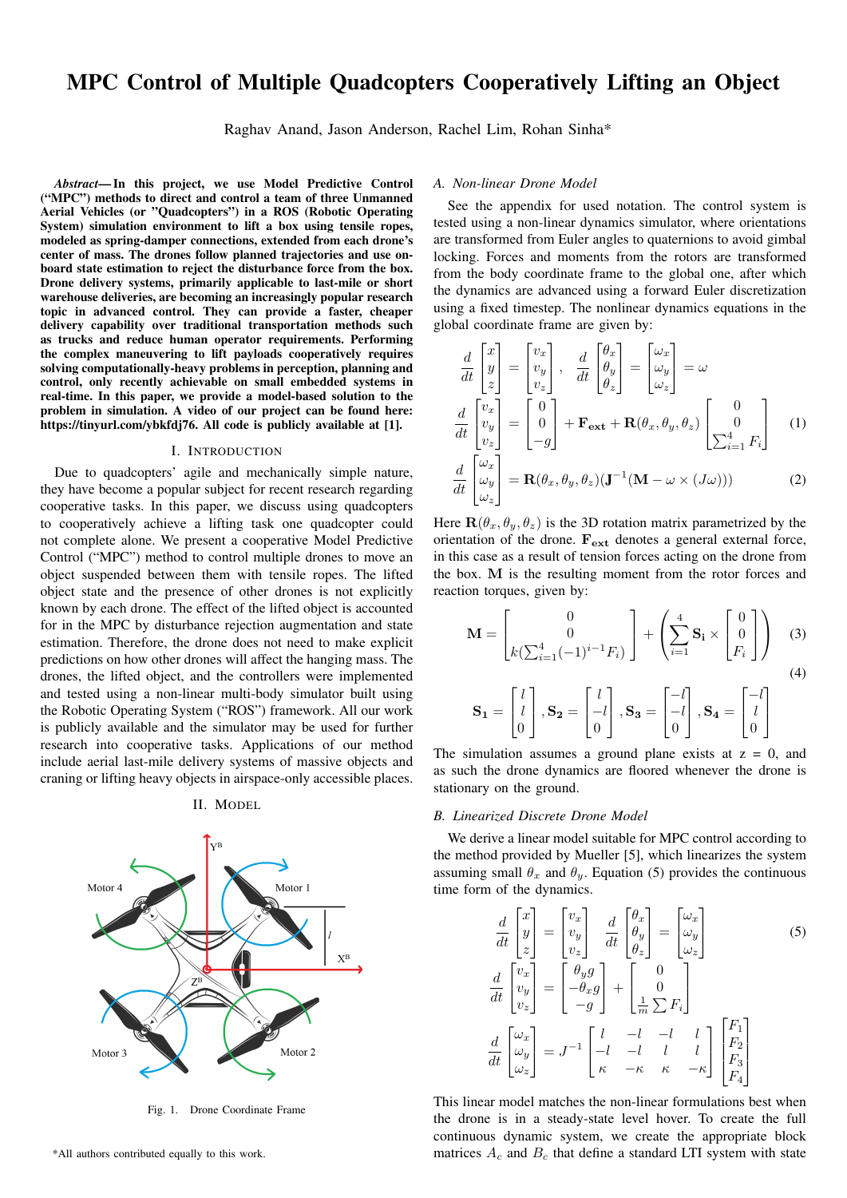# MPC Control of Multiple Quadcopters Cooperatively Lifting an Object

Raghav Anand, Jason Anderson, Rachel Lim, Rohan Sinha*

***Abstract*— In this project, we use Model Predictive Control ("MPC") methods to direct and control a team of three Unmanned Aerial Vehicles (or "Quadcopters") in a ROS (Robotic Operating System) simulation environment to lift a box using tensile ropes, modeled as spring-damper connections, extended from each drone's center of mass. The drones follow planned trajectories and use on-board state estimation to reject the disturbance force from the box. Drone delivery systems, primarily applicable to last-mile or short warehouse deliveries, are becoming an increasingly popular research topic in advanced control. They can provide a faster, cheaper delivery capability over traditional transportation methods such as trucks and reduce human operator requirements. Performing the complex maneuvering to lift payloads cooperatively requires solving computationally-heavy problems in perception, planning and control, only recently achievable on small embedded systems in real-time. In this paper, we provide a model-based solution to the problem in simulation. A video of our project can be found here: https://tinyurl.com/ybkfdj76. All code is publicly available at [1].**

## I. Introduction

Due to quadcopters' agile and mechanically simple nature, they have become a popular subject for recent research regarding cooperative tasks. In this paper, we discuss using quadcopters to cooperatively achieve a lifting task one quadcopter could not complete alone. We present a cooperative Model Predictive Control ("MPC") method to control multiple drones to move an object suspended between them with tensile ropes. The lifted object state and the presence of other drones is not explicitly known by each drone. The effect of the lifted object is accounted for in the MPC by disturbance rejection augmentation and state estimation. Therefore, the drone does not need to make explicit predictions on how other drones will affect the hanging mass. The drones, the lifted object, and the controllers were implemented and tested using a non-linear multi-body simulator built using the Robotic Operating System ("ROS") framework. All our work is publicly available and the simulator may be used for further research into cooperative tasks. Applications of our method include aerial last-mile delivery systems of massive objects and craning or lifting heavy objects in airspace-only accessible places.

## II. Model

Fig. 1. Drone Coordinate Frame

### A. Non-linear Drone Model

See the appendix for used notation. The control system is tested using a non-linear dynamics simulator, where orientations are transformed from Euler angles to quaternions to avoid gimbal locking. Forces and moments from the rotors are transformed from the body coordinate frame to the global one, after which the dynamics are advanced using a forward Euler discretization using a fixed timestep. The nonlinear dynamics equations in the global coordinate frame are given by:

$$\frac{d}{dt}\begin{bmatrix} x \\ y \\ z \end{bmatrix} = \begin{bmatrix} v_x \\ v_y \\ v_z \end{bmatrix}, \quad \frac{d}{dt}\begin{bmatrix} \theta_x \\ \theta_y \\ \theta_z \end{bmatrix} = \begin{bmatrix} \omega_x \\ \omega_y \\ \omega_z \end{bmatrix} = \omega$$

$$\frac{d}{dt}\begin{bmatrix} v_x \\ v_y \\ v_z \end{bmatrix} = \begin{bmatrix} 0 \\ 0 \\ -g \end{bmatrix} + \mathbf{F_{ext}} + \mathbf{R}(\theta_x, \theta_y, \theta_z)\begin{bmatrix} 0 \\ 0 \\ \sum_{i=1}^{4} F_i \end{bmatrix} \tag{1}$$

$$\frac{d}{dt}\begin{bmatrix} \omega_x \\ \omega_y \\ \omega_z \end{bmatrix} = \mathbf{R}(\theta_x, \theta_y, \theta_z)(\mathbf{J}^{-1}(\mathbf{M} - \omega \times (J\omega))) \tag{2}$$

Here $\mathbf{R}(\theta_x, \theta_y, \theta_z)$ is the 3D rotation matrix parametrized by the orientation of the drone. $\mathbf{F_{ext}}$ denotes a general external force, in this case as a result of tension forces acting on the drone from the box. $\mathbf{M}$ is the resulting moment from the rotor forces and reaction torques, given by:

$$\mathbf{M} = \begin{bmatrix} 0 \\ 0 \\ k(\sum_{i=1}^{4}(-1)^{i-1}F_i) \end{bmatrix} + \left(\sum_{i=1}^{4} \mathbf{S_i} \times \begin{bmatrix} 0 \\ 0 \\ F_i \end{bmatrix}\right) \tag{3}$$

$$\mathbf{S_1} = \begin{bmatrix} l \\ l \\ 0 \end{bmatrix}, \mathbf{S_2} = \begin{bmatrix} l \\ -l \\ 0 \end{bmatrix}, \mathbf{S_3} = \begin{bmatrix} -l \\ -l \\ 0 \end{bmatrix}, \mathbf{S_4} = \begin{bmatrix} -l \\ l \\ 0 \end{bmatrix} \tag{4}$$

The simulation assumes a ground plane exists at z = 0, and as such the drone dynamics are floored whenever the drone is stationary on the ground.

### B. Linearized Discrete Drone Model

We derive a linear model suitable for MPC control according to the method provided by Mueller [5], which linearizes the system assuming small $\theta_x$ and $\theta_y$. Equation (5) provides the continuous time form of the dynamics.

$$\frac{d}{dt}\begin{bmatrix} x \\ y \\ z \end{bmatrix} = \begin{bmatrix} v_x \\ v_y \\ v_z \end{bmatrix} \quad \frac{d}{dt}\begin{bmatrix} \theta_x \\ \theta_y \\ \theta_z \end{bmatrix} = \begin{bmatrix} \omega_x \\ \omega_y \\ \omega_z \end{bmatrix} \tag{5}$$

$$\frac{d}{dt}\begin{bmatrix} v_x \\ v_y \\ v_z \end{bmatrix} = \begin{bmatrix} \theta_y g \\ -\theta_x g \\ -g \end{bmatrix} + \begin{bmatrix} 0 \\ 0 \\ \frac{1}{m}\sum F_i \end{bmatrix}$$

$$\frac{d}{dt}\begin{bmatrix} \omega_x \\ \omega_y \\ \omega_z \end{bmatrix} = J^{-1}\begin{bmatrix} l & -l & -l & l \\ -l & -l & l & l \\ \kappa & -\kappa & \kappa & -\kappa \end{bmatrix}\begin{bmatrix} F_1 \\ F_2 \\ F_3 \\ F_4 \end{bmatrix}$$

This linear model matches the non-linear formulations best when the drone is in a steady-state level hover. To create the full continuous dynamic system, we create the appropriate block matrices $A_c$ and $B_c$ that define a standard LTI system with state

*All authors contributed equally to this work.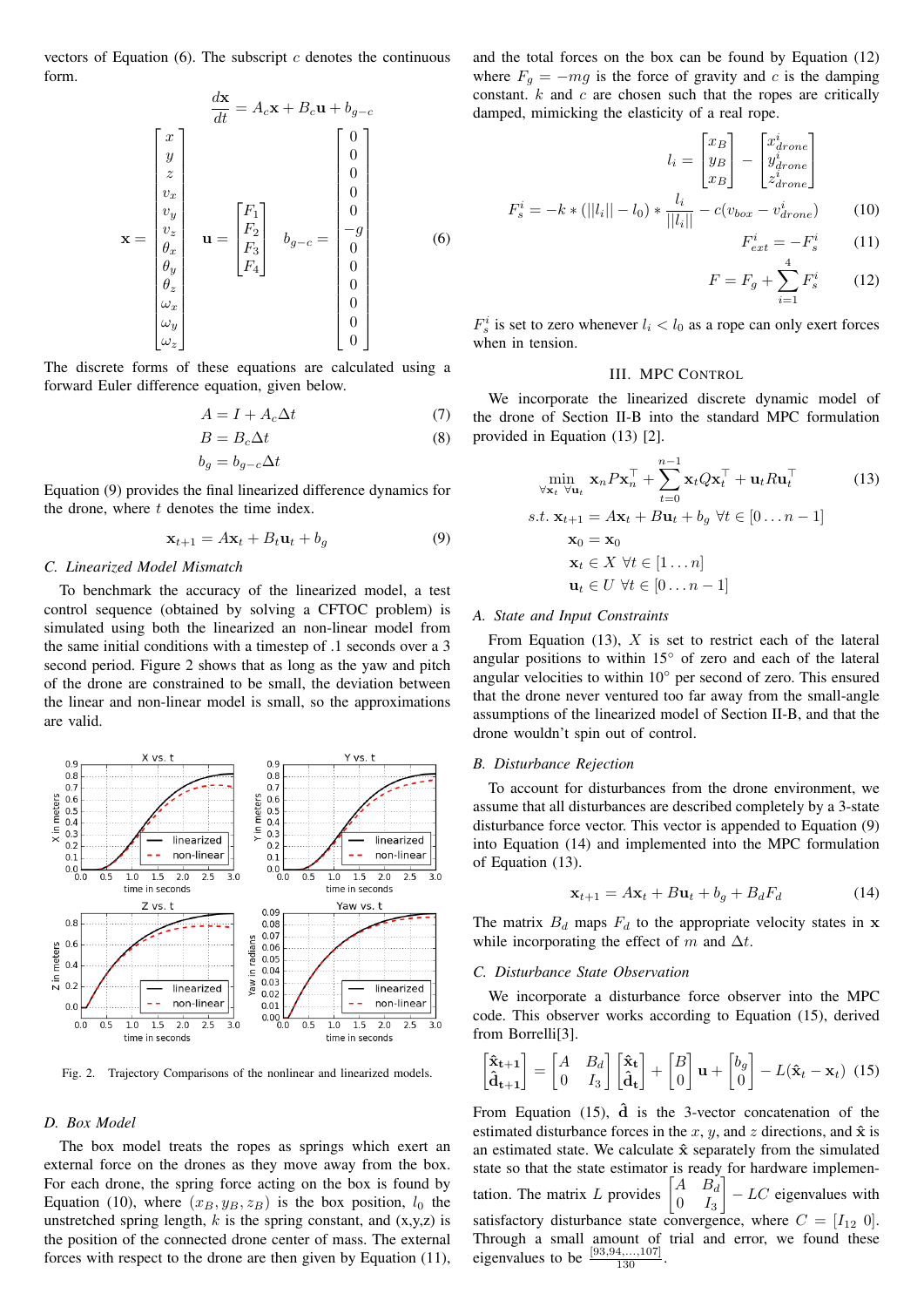vectors of Equation (6). The subscript $c$ denotes the continuous form.

$$\frac{d\mathbf{x}}{dt} = A_c\mathbf{x} + B_c\mathbf{u} + b_{g-c}$$

$$\mathbf{x} = \begin{bmatrix} x \\ y \\ z \\ v_x \\ v_y \\ v_z \\ \theta_x \\ \theta_y \\ \theta_z \\ \omega_x \\ \omega_y \\ \omega_z \end{bmatrix} \quad \mathbf{u} = \begin{bmatrix} F_1 \\ F_2 \\ F_3 \\ F_4 \end{bmatrix} \quad b_{g-c} = \begin{bmatrix} 0 \\ 0 \\ 0 \\ 0 \\ 0 \\ -g \\ 0 \\ 0 \\ 0 \\ 0 \\ 0 \\ 0 \end{bmatrix} \tag{6}$$

The discrete forms of these equations are calculated using a forward Euler difference equation, given below.

$$A = I + A_c\Delta t \tag{7}$$
$$B = B_c\Delta t \tag{8}$$
$$b_g = b_{g-c}\Delta t$$

Equation (9) provides the final linearized difference dynamics for the drone, where $t$ denotes the time index.

$$\mathbf{x}_{t+1} = A\mathbf{x}_t + B_t\mathbf{u}_t + b_g \tag{9}$$

### C. Linearized Model Mismatch

To benchmark the accuracy of the linearized model, a test control sequence (obtained by solving a CFTOC problem) is simulated using both the linearized an non-linear model from the same initial conditions with a timestep of .1 seconds over a 3 second period. Figure 2 shows that as long as the yaw and pitch of the drone are constrained to be small, the deviation between the linear and non-linear model is small, so the approximations are valid.

Fig. 2. Trajectory Comparisons of the nonlinear and linearized models.

### D. Box Model

The box model treats the ropes as springs which exert an external force on the drones as they move away from the box. For each drone, the spring force acting on the box is found by Equation (10), where $(x_B, y_B, z_B)$ is the box position, $l_0$ the unstretched spring length, $k$ is the spring constant, and (x,y,z) is the position of the connected drone center of mass. The external forces with respect to the drone are then given by Equation (11), and the total forces on the box can be found by Equation (12) where $F_g = -mg$ is the force of gravity and $c$ is the damping constant. $k$ and $c$ are chosen such that the ropes are critically damped, mimicking the elasticity of a real rope.

$$l_i = \begin{bmatrix} x_B \\ y_B \\ x_B \end{bmatrix} - \begin{bmatrix} x^i_{drone} \\ y^i_{drone} \\ z^i_{drone} \end{bmatrix}$$

$$F^i_s = -k * (||l_i|| - l_0) * \frac{l_i}{||l_i||} - c(v_{box} - v^i_{drone}) \tag{10}$$

$$F^i_{ext} = -F^i_s \tag{11}$$

$$F = F_g + \sum_{i=1}^{4} F^i_s \tag{12}$$

$F^i_s$ is set to zero whenever $l_i < l_0$ as a rope can only exert forces when in tension.

## III. MPC Control

We incorporate the linearized discrete dynamic model of the drone of Section II-B into the standard MPC formulation provided in Equation (13) [2].

$$\begin{aligned} \min_{\forall \mathbf{x}_t \ \forall \mathbf{u}_t} \ & \mathbf{x}_n P \mathbf{x}_n^\top + \sum_{t=0}^{n-1} \mathbf{x}_t Q \mathbf{x}_t^\top + \mathbf{u}_t R \mathbf{u}_t^\top \\ s.t. \ & \mathbf{x}_{t+1} = A\mathbf{x}_t + B\mathbf{u}_t + b_g \ \forall t \in [0 \dots n-1] \\ & \mathbf{x}_0 = \mathbf{x}_0 \\ & \mathbf{x}_t \in X \ \forall t \in [1 \dots n] \\ & \mathbf{u}_t \in U \ \forall t \in [0 \dots n-1] \end{aligned} \tag{13}$$

### A. State and Input Constraints

From Equation (13), $X$ is set to restrict each of the lateral angular positions to within 15° of zero and each of the lateral angular velocities to within 10° per second of zero. This ensured that the drone never ventured too far away from the small-angle assumptions of the linearized model of Section II-B, and that the drone wouldn't spin out of control.

### B. Disturbance Rejection

To account for disturbances from the drone environment, we assume that all disturbances are described completely by a 3-state disturbance force vector. This vector is appended to Equation (9) into Equation (14) and implemented into the MPC formulation of Equation (13).

$$\mathbf{x}_{t+1} = A\mathbf{x}_t + B\mathbf{u}_t + b_g + B_d F_d \tag{14}$$

The matrix $B_d$ maps $F_d$ to the appropriate velocity states in $\mathbf{x}$ while incorporating the effect of $m$ and $\Delta t$.

### C. Disturbance State Observation

We incorporate a disturbance force observer into the MPC code. This observer works according to Equation (15), derived from Borrelli[3].

$$\begin{bmatrix} \hat{\mathbf{x}}_{t+1} \\ \hat{\mathbf{d}}_{t+1} \end{bmatrix} = \begin{bmatrix} A & B_d \\ 0 & I_3 \end{bmatrix} \begin{bmatrix} \hat{\mathbf{x}}_t \\ \hat{\mathbf{d}}_t \end{bmatrix} + \begin{bmatrix} B \\ 0 \end{bmatrix} \mathbf{u} + \begin{bmatrix} b_g \\ 0 \end{bmatrix} - L(\hat{\mathbf{x}}_t - \mathbf{x}_t) \tag{15}$$

From Equation (15), $\hat{\mathbf{d}}$ is the 3-vector concatenation of the estimated disturbance forces in the $x$, $y$, and $z$ directions, and $\hat{\mathbf{x}}$ is an estimated state. We calculate $\hat{\mathbf{x}}$ separately from the simulated state so that the state estimator is ready for hardware implementation. The matrix $L$ provides $\begin{bmatrix} A & B_d \\ 0 & I_3 \end{bmatrix} - LC$ eigenvalues with satisfactory disturbance state convergence, where $C = [I_{12} \ 0]$. Through a small amount of trial and error, we found these eigenvalues to be $\frac{[93, 94, \dots, 107]}{130}$.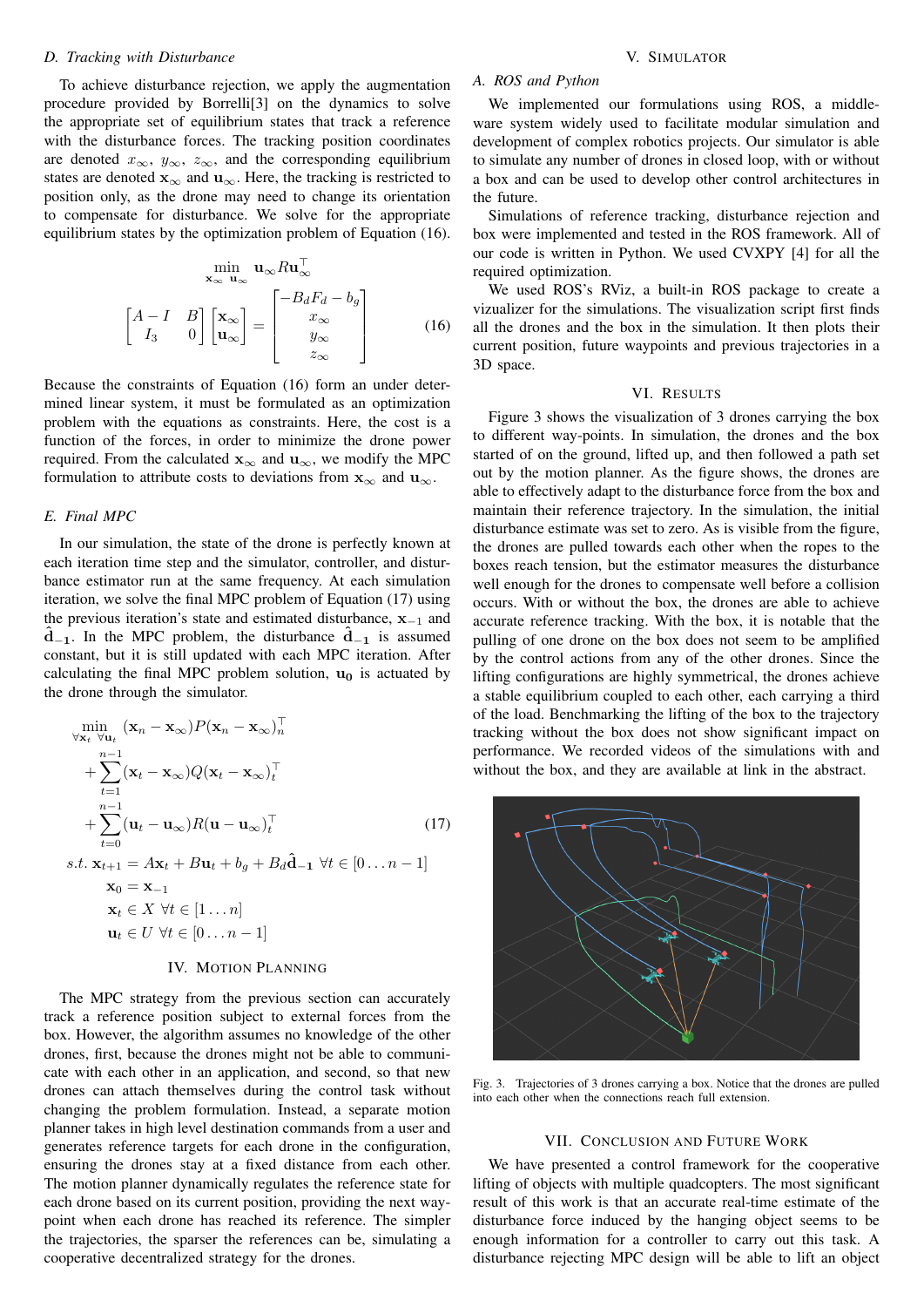### D. Tracking with Disturbance

To achieve disturbance rejection, we apply the augmentation procedure provided by Borrelli[3] on the dynamics to solve the appropriate set of equilibrium states that track a reference with the disturbance forces. The tracking position coordinates are denoted $x_\infty$, $y_\infty$, $z_\infty$, and the corresponding equilibrium states are denoted $\mathbf{x}_\infty$ and $\mathbf{u}_\infty$. Here, the tracking is restricted to position only, as the drone may need to change its orientation to compensate for disturbance. We solve for the appropriate equilibrium states by the optimization problem of Equation (16).

$$
\begin{gathered}
\min_{\mathbf{x}_\infty \ \mathbf{u}_\infty} \ \mathbf{u}_\infty R \mathbf{u}_\infty^\top \\
\begin{bmatrix} A - I & B \\ I_3 & 0 \end{bmatrix} \begin{bmatrix} \mathbf{x}_\infty \\ \mathbf{u}_\infty \end{bmatrix} = \begin{bmatrix} -B_d F_d - b_g \\ x_\infty \\ y_\infty \\ z_\infty \end{bmatrix}
\end{gathered} \tag{16}
$$

Because the constraints of Equation (16) form an under determined linear system, it must be formulated as an optimization problem with the equations as constraints. Here, the cost is a function of the forces, in order to minimize the drone power required. From the calculated $\mathbf{x}_\infty$ and $\mathbf{u}_\infty$, we modify the MPC formulation to attribute costs to deviations from $\mathbf{x}_\infty$ and $\mathbf{u}_\infty$.

### E. Final MPC

In our simulation, the state of the drone is perfectly known at each iteration time step and the simulator, controller, and disturbance estimator run at the same frequency. At each simulation iteration, we solve the final MPC problem of Equation (17) using the previous iteration's state and estimated disturbance, $\mathbf{x}_{-1}$ and $\hat{\mathbf{d}}_{-1}$. In the MPC problem, the disturbance $\hat{\mathbf{d}}_{-1}$ is assumed constant, but it is still updated with each MPC iteration. After calculating the final MPC problem solution, $\mathbf{u_0}$ is actuated by the drone through the simulator.

$$
\begin{aligned}
\min_{\forall \mathbf{x}_t \ \forall \mathbf{u}_t} \ & (\mathbf{x}_n - \mathbf{x}_\infty) P (\mathbf{x}_n - \mathbf{x}_\infty)_n^\top \\
& + \sum_{t=1}^{n-1} (\mathbf{x}_t - \mathbf{x}_\infty) Q (\mathbf{x}_t - \mathbf{x}_\infty)_t^\top \\
& + \sum_{t=0}^{n-1} (\mathbf{u}_t - \mathbf{u}_\infty) R (\mathbf{u} - \mathbf{u}_\infty)_t^\top \\
s.t. \ & \mathbf{x}_{t+1} = A\mathbf{x}_t + B\mathbf{u}_t + b_g + B_d \hat{\mathbf{d}}_{-1} \ \forall t \in [0 \ldots n-1] \\
& \mathbf{x}_0 = \mathbf{x}_{-1} \\
& \mathbf{x}_t \in X \ \forall t \in [1 \ldots n] \\
& \mathbf{u}_t \in U \ \forall t \in [0 \ldots n-1]
\end{aligned} \tag{17}
$$

## IV. Motion Planning

The MPC strategy from the previous section can accurately track a reference position subject to external forces from the box. However, the algorithm assumes no knowledge of the other drones, first, because the drones might not be able to communicate with each other in such an application, and second, so that new drones can attach themselves during the control task without changing the problem formulation. Instead, a separate motion planner takes in high level destination commands from a user and generates reference targets for each drone in the configuration, ensuring the drones stay at a fixed distance from each other. The motion planner dynamically regulates the reference state for each drone based on its current position, providing the next waypoint when each drone has reached its reference. The simpler the trajectories, the sparser the references can be, simulating a cooperative decentralized strategy for the drones.

## V. Simulator

### A. ROS and Python

We implemented our formulations using ROS, a middleware system widely used to facilitate modular simulation and development of complex robotics projects. Our simulator is able to simulate any number of drones in closed loop, with or without a box and can be used to develop other control architectures in the future.

Simulations of reference tracking, disturbance rejection and box were implemented and tested in the ROS framework. All of our code is written in Python. We used CVXPY [4] for all the required optimization.

We used ROS's RViz, a built-in ROS package to create a vizualizer for the simulations. The visualization script first finds all the drones and the box in the simulation. It then plots their current position, future waypoints and previous trajectories in a 3D space.

## VI. Results

Figure 3 shows the visualization of 3 drones carrying the box to different way-points. In simulation, the drones and the box started of on the ground, lifted up, and then followed a path set out by the motion planner. As the figure shows, the drones are able to effectively adapt to the disturbance force from the box and maintain their reference trajectory. In the simulation, the initial disturbance estimate was set to zero. As is visible from the figure, the drones are pulled towards each other when the ropes to the boxes reach tension, but the estimator measures the disturbance well enough for the drones to compensate well before a collision occurs. With or without the box, the drones are able to achieve accurate reference tracking. With the box, it is notable that the pulling of one drone on the box does not seem to be amplified by the control actions from any of the other drones. Since the lifting configurations are highly symmetrical, the drones achieve a stable equilibrium coupled to each other, each carrying a third of the load. Benchmarking the lifting of the box to the trajectory tracking without the box does not show significant impact on performance. We recorded videos of the simulations with and without the box, and they are available at link in the abstract.

Fig. 3. Trajectories of 3 drones carrying a box. Notice that the drones are pulled into each other when the connections reach full extension.

## VII. Conclusion and Future Work

We have presented a control framework for the cooperative lifting of objects with multiple quadcopters. The most significant result of this work is that an accurate real-time estimate of the disturbance force induced by the hanging object seems to be enough information for a controller to carry out this task. A disturbance rejecting MPC design will be able to lift an object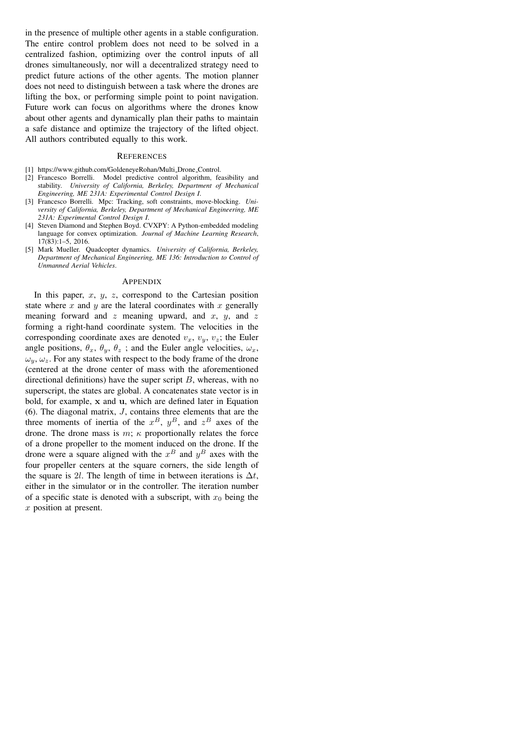in the presence of multiple other agents in a stable configuration. The entire control problem does not need to be solved in a centralized fashion, optimizing over the control inputs of all drones simultaneously, nor will a decentralized strategy need to predict future actions of the other agents. The motion planner does not need to distinguish between a task where the drones are lifting the box, or performing simple point to point navigation. Future work can focus on algorithms where the drones know about other agents and dynamically plan their paths to maintain a safe distance and optimize the trajectory of the lifted object. All authors contributed equally to this work.

## REFERENCES

[1] https://www.github.com/GoldeneyeRohan/Multi_Drone_Control.

[2] Francesco Borrelli. Model predictive control algorithm, feasibility and stability. *University of California, Berkeley, Department of Mechanical Engineering, ME 231A: Experimental Control Design I.*

[3] Francesco Borrelli. Mpc: Tracking, soft constraints, move-blocking. *University of California, Berkeley, Department of Mechanical Engineering, ME 231A: Experimental Control Design I.*

[4] Steven Diamond and Stephen Boyd. CVXPY: A Python-embedded modeling language for convex optimization. *Journal of Machine Learning Research*, 17(83):1–5, 2016.

[5] Mark Mueller. Quadcopter dynamics. *University of California, Berkeley, Department of Mechanical Engineering, ME 136: Introduction to Control of Unmanned Aerial Vehicles.*

## APPENDIX

In this paper, $x$, $y$, $z$, correspond to the Cartesian position state where $x$ and $y$ are the lateral coordinates with $x$ generally meaning forward and $z$ meaning upward, and $x$, $y$, and $z$ forming a right-hand coordinate system. The velocities in the corresponding coordinate axes are denoted $v_x$, $v_y$, $v_z$; the Euler angle positions, $\theta_x$, $\theta_y$, $\theta_z$ ; and the Euler angle velocities, $\omega_x$, $\omega_y$, $\omega_z$. For any states with respect to the body frame of the drone (centered at the drone center of mass with the aforementioned directional definitions) have the super script $B$, whereas, with no superscript, the states are global. A concatenates state vector is in bold, for example, $\mathbf{x}$ and $\mathbf{u}$, which are defined later in Equation (6). The diagonal matrix, $J$, contains three elements that are the three moments of inertia of the $x^B$, $y^B$, and $z^B$ axes of the drone. The drone mass is $m$; $\kappa$ proportionally relates the force of a drone propeller to the moment induced on the drone. If the drone were a square aligned with the $x^B$ and $y^B$ axes with the four propeller centers at the square corners, the side length of the square is $2l$. The length of time in between iterations is $\Delta t$, either in the simulator or in the controller. The iteration number of a specific state is denoted with a subscript, with $x_0$ being the $x$ position at present.